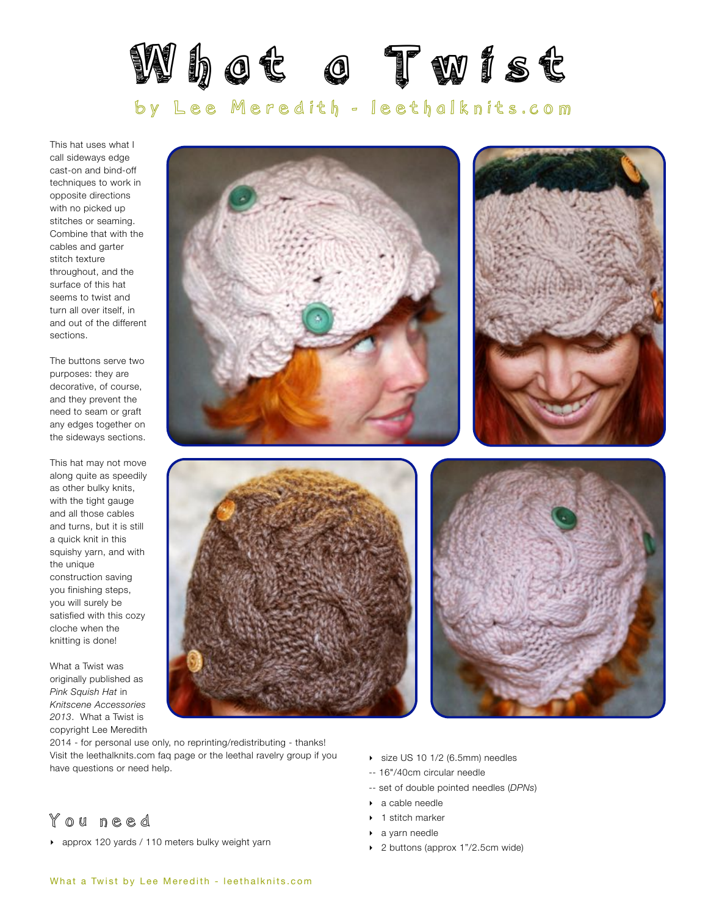# What a Twist

## by Lee Meredith - leethalknits.com

This hat uses what I call sideways edge cast-on and bind-off techniques to work in opposite directions with no picked up stitches or seaming. Combine that with the cables and garter stitch texture throughout, and the surface of this hat seems to twist and turn all over itself, in and out of the different sections.

The buttons serve two purposes: they are decorative, of course, and they prevent the need to seam or graft any edges together on the sideways sections.

This hat may not move along quite as speedily as other bulky knits, with the tight gauge and all those cables and turns, but it is still a quick knit in this squishy yarn, and with the unique construction saving you finishing steps, you will surely be satisfied with this cozy cloche when the knitting is done!

What a Twist was originally published as *Pink Squish Hat* in *Knitscene Accessories 2013*. What a Twist is copyright Lee Meredith 2014 - for personal use only, no reprinting/redistributing - thanks! Visit the leethalknits.com faq page or the leethal ravelry group if you have questions or need help.

## You need

- approx 120 yards / 110 meters bulky weight yarn
- size US 10 1/2 (6.5mm) needles
  -- 16"/40cm circular needle
  -- set of double pointed needles (*DPNs*)
- a cable needle
- 1 stitch marker
- a yarn needle
- 2 buttons (approx 1"/2.5cm wide)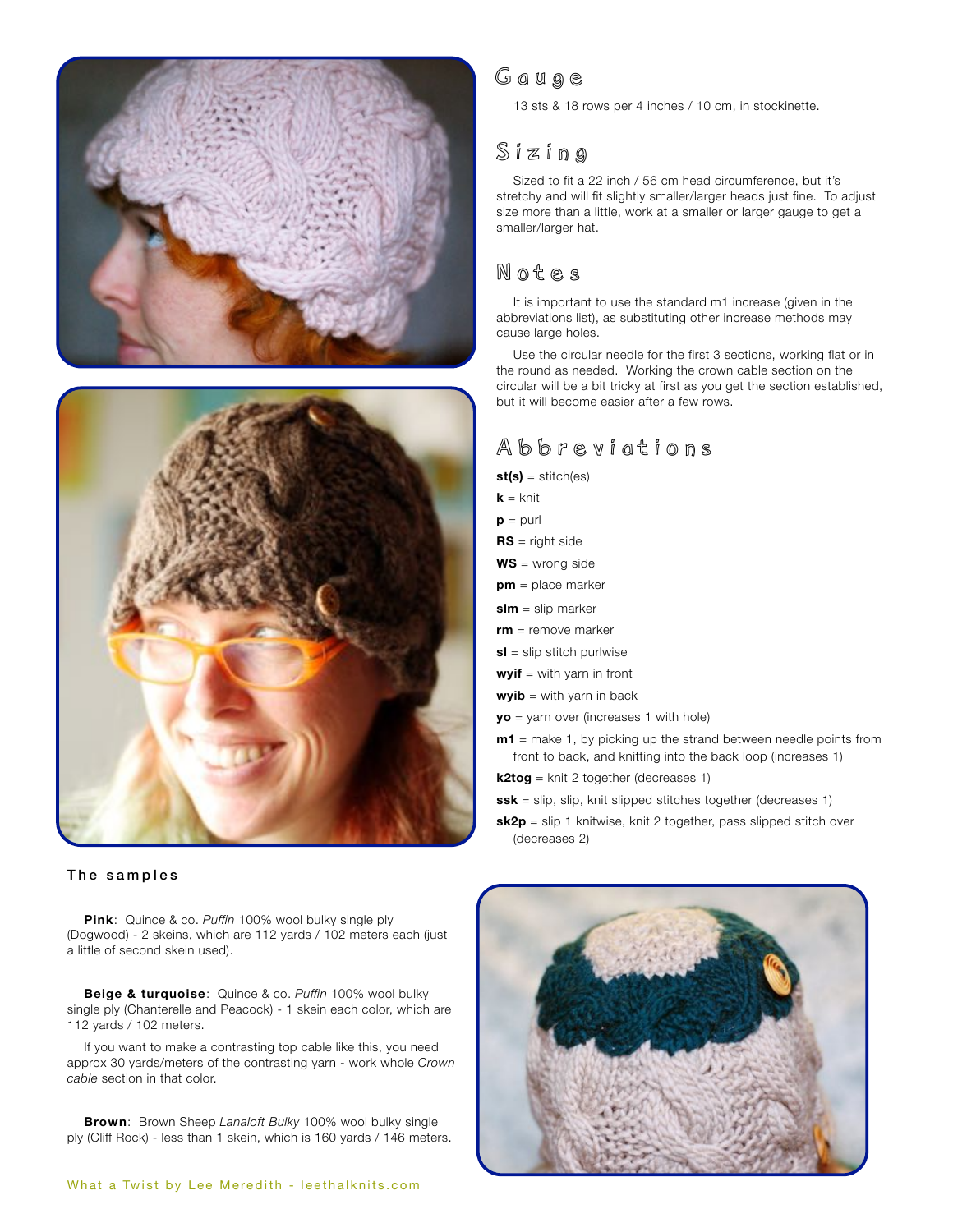## Gauge

13 sts & 18 rows per 4 inches / 10 cm, in stockinette.

## Sizing

Sized to fit a 22 inch / 56 cm head circumference, but it's stretchy and will fit slightly smaller/larger heads just fine. To adjust size more than a little, work at a smaller or larger gauge to get a smaller/larger hat.

## Notes

It is important to use the standard m1 increase (given in the abbreviations list), as substituting other increase methods may cause large holes.

Use the circular needle for the first 3 sections, working flat or in the round as needed. Working the crown cable section on the circular will be a bit tricky at first as you get the section established, but it will become easier after a few rows.

## Abbreviations

**st(s)** = stitch(es)

**k** = knit

**p** = purl

**RS** = right side

**WS** = wrong side

**pm** = place marker

**slm** = slip marker

**rm** = remove marker

**sl** = slip stitch purlwise

**wyif** = with yarn in front

**wyib** = with yarn in back

**yo** = yarn over (increases 1 with hole)

**m1** = make 1, by picking up the strand between needle points from front to back, and knitting into the back loop (increases 1)

**k2tog** = knit 2 together (decreases 1)

**ssk** = slip, slip, knit slipped stitches together (decreases 1)

**sk2p** = slip 1 knitwise, knit 2 together, pass slipped stitch over (decreases 2)

### The samples

**Pink**: Quince & co. *Puffin* 100% wool bulky single ply (Dogwood) - 2 skeins, which are 112 yards / 102 meters each (just a little of second skein used).

**Beige & turquoise**: Quince & co. *Puffin* 100% wool bulky single ply (Chanterelle and Peacock) - 1 skein each color, which are 112 yards / 102 meters.

If you want to make a contrasting top cable like this, you need approx 30 yards/meters of the contrasting yarn - work whole *Crown cable* section in that color.

**Brown**: Brown Sheep *Lanaloft Bulky* 100% wool bulky single ply (Cliff Rock) - less than 1 skein, which is 160 yards / 146 meters.